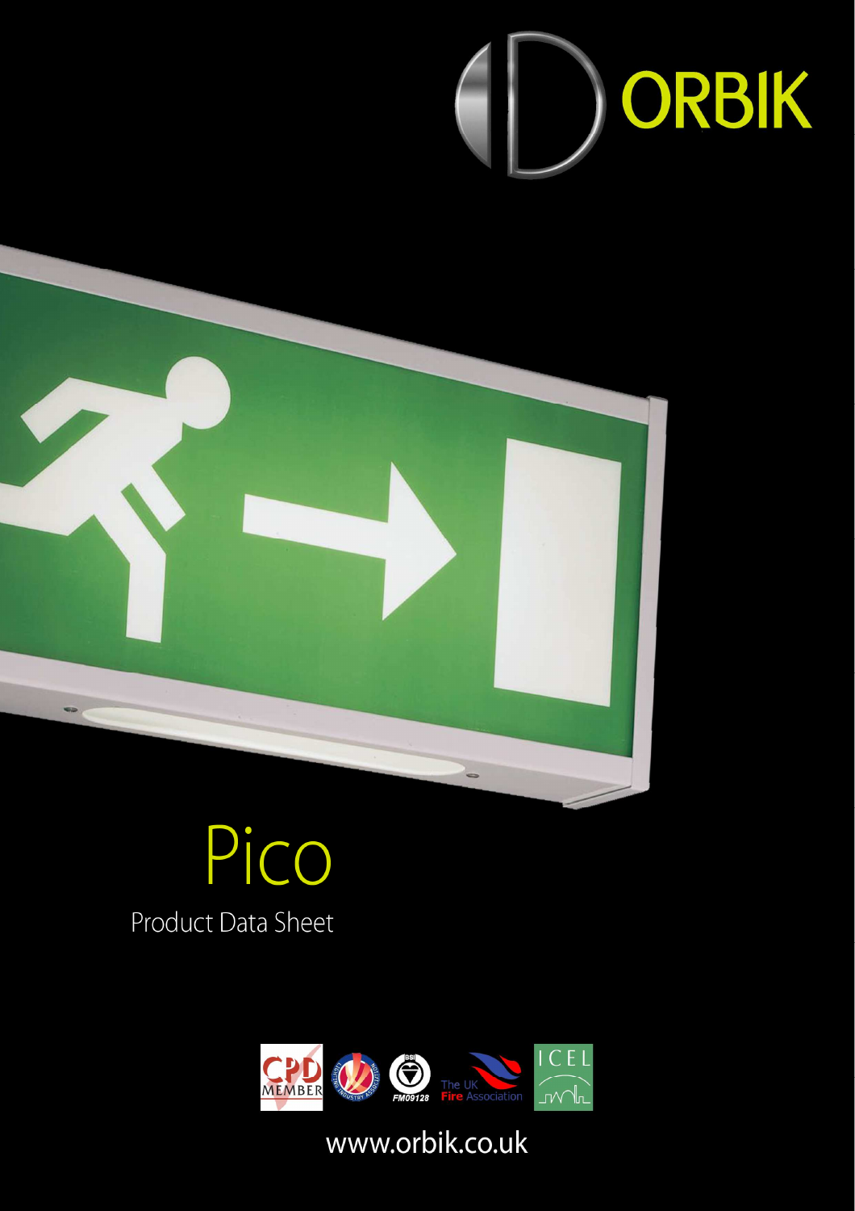ORBIK

# Pico

Product Data Sheet

www.orbik.co.uk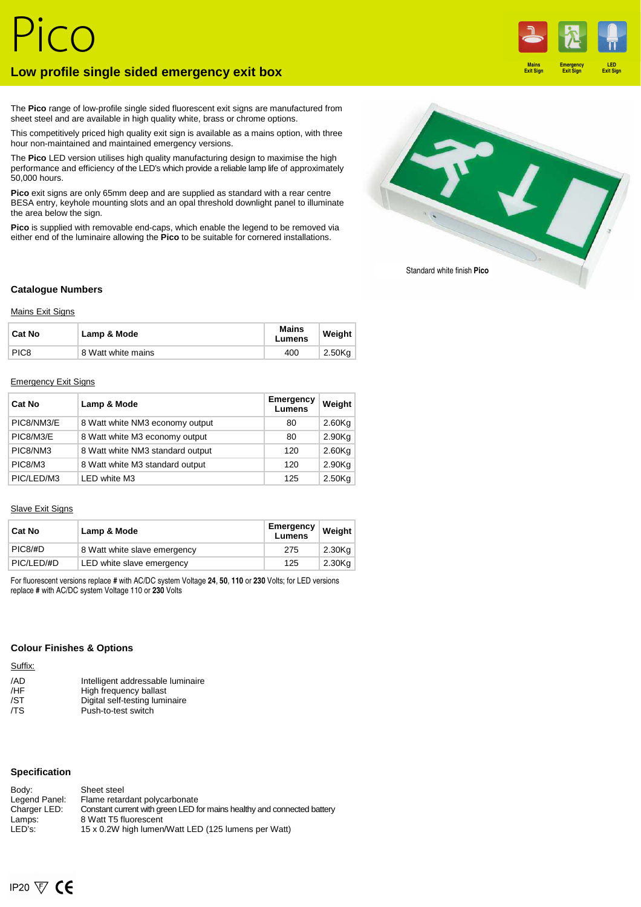# Pico

## Low profile single sided emergency exit box

Mains Exit Sign · Emergency Exit Sign · LED Exit Sign

The **Pico** range of low-profile single sided fluorescent exit signs are manufactured from sheet steel and are available in high quality white, brass or chrome options.

This competitively priced high quality exit sign is available as a mains option, with three hour non-maintained and maintained emergency versions.

The **Pico** LED version utilises high quality manufacturing design to maximise the high performance and efficiency of the LED's which provide a reliable lamp life of approximately 50,000 hours.

**Pico** exit signs are only 65mm deep and are supplied as standard with a rear centre BESA entry, keyhole mounting slots and an opal threshold downlight panel to illuminate the area below the sign.

**Pico** is supplied with removable end-caps, which enable the legend to be removed via either end of the luminaire allowing the **Pico** to be suitable for cornered installations.

Standard white finish **Pico**

### Catalogue Numbers

Mains Exit Signs

| Cat No | Lamp & Mode | Mains Lumens | Weight |
|---|---|---|---|
| PIC8 | 8 Watt white mains | 400 | 2.50Kg |

Emergency Exit Signs

| Cat No | Lamp & Mode | Emergency Lumens | Weight |
|---|---|---|---|
| PIC8/NM3/E | 8 Watt white NM3 economy output | 80 | 2.60Kg |
| PIC8/M3/E | 8 Watt white M3 economy output | 80 | 2.90Kg |
| PIC8/NM3 | 8 Watt white NM3 standard output | 120 | 2.60Kg |
| PIC8/M3 | 8 Watt white M3 standard output | 120 | 2.90Kg |
| PIC/LED/M3 | LED white M3 | 125 | 2.50Kg |

Slave Exit Signs

| Cat No | Lamp & Mode | Emergency Lumens | Weight |
|---|---|---|---|
| PIC8/#D | 8 Watt white slave emergency | 275 | 2.30Kg |
| PIC/LED/#D | LED white slave emergency | 125 | 2.30Kg |

For fluorescent versions replace **#** with AC/DC system Voltage **24**, **50**, **110** or **230** Volts; for LED versions replace **#** with AC/DC system Voltage 110 or **230** Volts

### Colour Finishes & Options

Suffix:

| | |
|---|---|
| /AD | Intelligent addressable luminaire |
| /HF | High frequency ballast |
| /ST | Digital self-testing luminaire |
| /TS | Push-to-test switch |

### Specification

| | |
|---|---|
| Body: | Sheet steel |
| Legend Panel: | Flame retardant polycarbonate |
| Charger LED: | Constant current with green LED for mains healthy and connected battery |
| Lamps: | 8 Watt T5 fluorescent |
| LED's: | 15 x 0.2W high lumen/Watt LED (125 lumens per Watt) |

IP20 F CE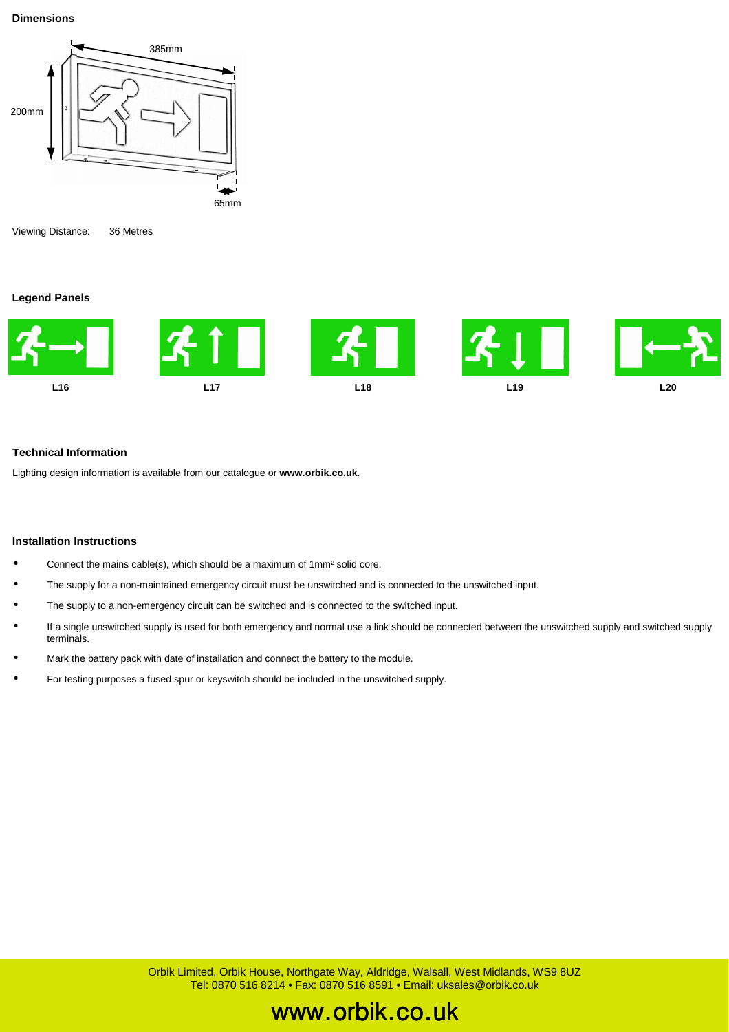## Dimensions

385mm

200mm

65mm

Viewing Distance: 36 Metres

## Legend Panels

L16 L17 L18 L19 L20

## Technical Information

Lighting design information is available from our catalogue or **www.orbik.co.uk**.

## Installation Instructions

- Connect the mains cable(s), which should be a maximum of 1mm² solid core.
- The supply for a non-maintained emergency circuit must be unswitched and is connected to the unswitched input.
- The supply to a non-emergency circuit can be switched and is connected to the switched input.
- If a single unswitched supply is used for both emergency and normal use a link should be connected between the unswitched supply and switched supply terminals.
- Mark the battery pack with date of installation and connect the battery to the module.
- For testing purposes a fused spur or keyswitch should be included in the unswitched supply.

Orbik Limited, Orbik House, Northgate Way, Aldridge, Walsall, West Midlands, WS9 8UZ
Tel: 0870 516 8214 • Fax: 0870 516 8591 • Email: uksales@orbik.co.uk

www.orbik.co.uk